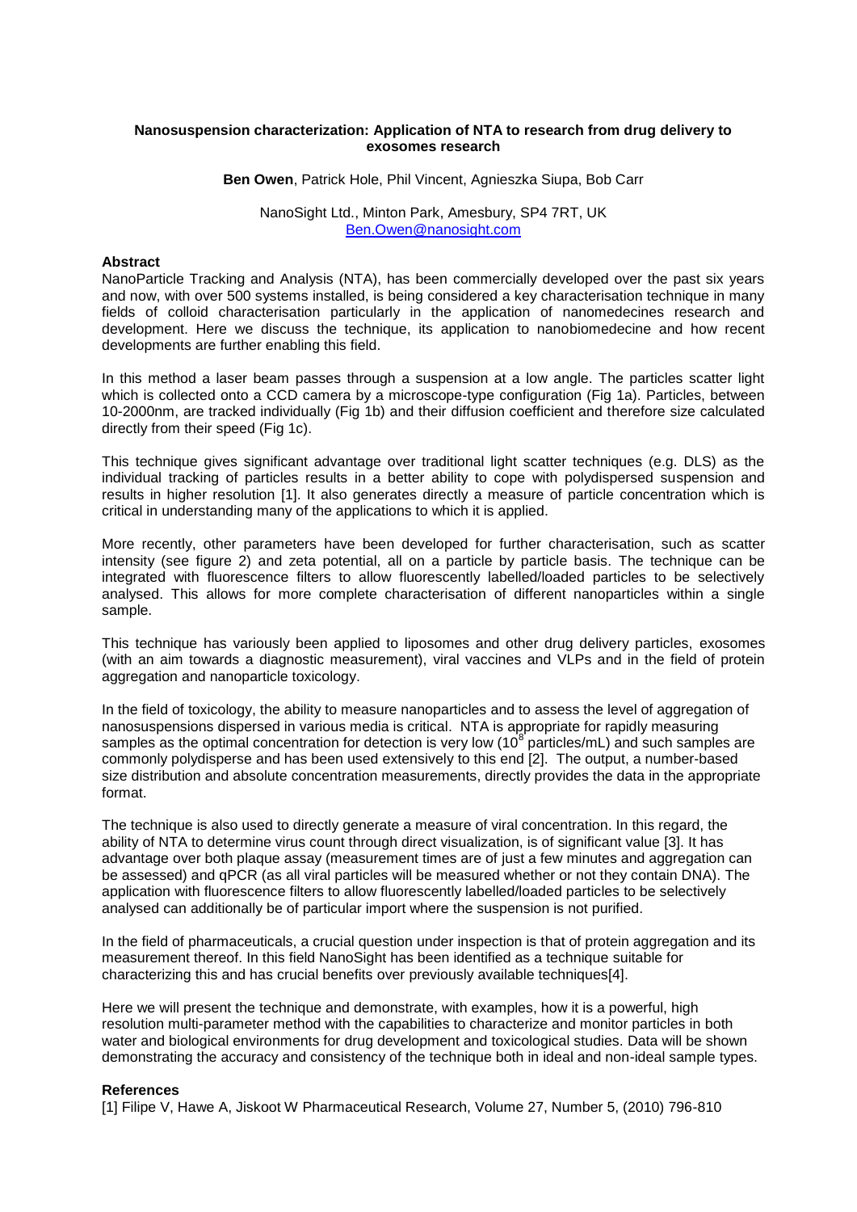# Nanosuspension characterization: Application of NTA to research from drug delivery to exosomes research

**Ben Owen**, Patrick Hole, Phil Vincent, Agnieszka Siupa, Bob Carr

NanoSight Ltd., Minton Park, Amesbury, SP4 7RT, UK
Ben.Owen@nanosight.com

## Abstract

NanoParticle Tracking and Analysis (NTA), has been commercially developed over the past six years and now, with over 500 systems installed, is being considered a key characterisation technique in many fields of colloid characterisation particularly in the application of nanomedecines research and development. Here we discuss the technique, its application to nanobiomedecine and how recent developments are further enabling this field.

In this method a laser beam passes through a suspension at a low angle. The particles scatter light which is collected onto a CCD camera by a microscope-type configuration (Fig 1a). Particles, between 10-2000nm, are tracked individually (Fig 1b) and their diffusion coefficient and therefore size calculated directly from their speed (Fig 1c).

This technique gives significant advantage over traditional light scatter techniques (e.g. DLS) as the individual tracking of particles results in a better ability to cope with polydispersed suspension and results in higher resolution [1]. It also generates directly a measure of particle concentration which is critical in understanding many of the applications to which it is applied.

More recently, other parameters have been developed for further characterisation, such as scatter intensity (see figure 2) and zeta potential, all on a particle by particle basis. The technique can be integrated with fluorescence filters to allow fluorescently labelled/loaded particles to be selectively analysed. This allows for more complete characterisation of different nanoparticles within a single sample.

This technique has variously been applied to liposomes and other drug delivery particles, exosomes (with an aim towards a diagnostic measurement), viral vaccines and VLPs and in the field of protein aggregation and nanoparticle toxicology.

In the field of toxicology, the ability to measure nanoparticles and to assess the level of aggregation of nanosuspensions dispersed in various media is critical. NTA is appropriate for rapidly measuring samples as the optimal concentration for detection is very low ($10^8$ particles/mL) and such samples are commonly polydisperse and has been used extensively to this end [2]. The output, a number-based size distribution and absolute concentration measurements, directly provides the data in the appropriate format.

The technique is also used to directly generate a measure of viral concentration. In this regard, the ability of NTA to determine virus count through direct visualization, is of significant value [3]. It has advantage over both plaque assay (measurement times are of just a few minutes and aggregation can be assessed) and qPCR (as all viral particles will be measured whether or not they contain DNA). The application with fluorescence filters to allow fluorescently labelled/loaded particles to be selectively analysed can additionally be of particular import where the suspension is not purified.

In the field of pharmaceuticals, a crucial question under inspection is that of protein aggregation and its measurement thereof. In this field NanoSight has been identified as a technique suitable for characterizing this and has crucial benefits over previously available techniques[4].

Here we will present the technique and demonstrate, with examples, how it is a powerful, high resolution multi-parameter method with the capabilities to characterize and monitor particles in both water and biological environments for drug development and toxicological studies. Data will be shown demonstrating the accuracy and consistency of the technique both in ideal and non-ideal sample types.

## References

[1] Filipe V, Hawe A, Jiskoot W Pharmaceutical Research, Volume 27, Number 5, (2010) 796-810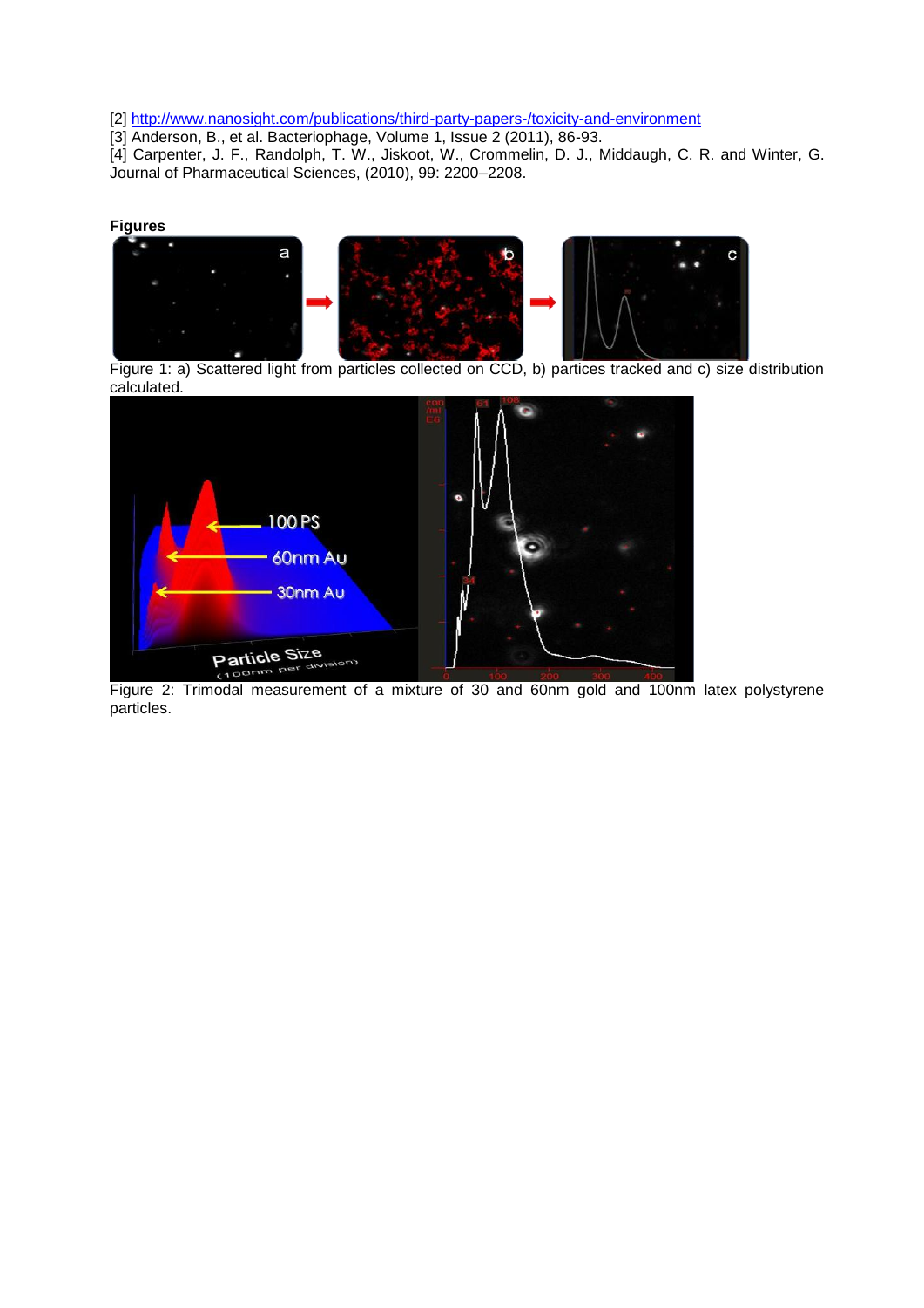[2] http://www.nanosight.com/publications/third-party-papers-/toxicity-and-environment

[3] Anderson, B., et al. Bacteriophage, Volume 1, Issue 2 (2011), 86-93.

[4] Carpenter, J. F., Randolph, T. W., Jiskoot, W., Crommelin, D. J., Middaugh, C. R. and Winter, G. Journal of Pharmaceutical Sciences, (2010), 99: 2200–2208.

**Figures**

Figure 1: a) Scattered light from particles collected on CCD, b) partices tracked and c) size distribution calculated.

Figure 2: Trimodal measurement of a mixture of 30 and 60nm gold and 100nm latex polystyrene particles.